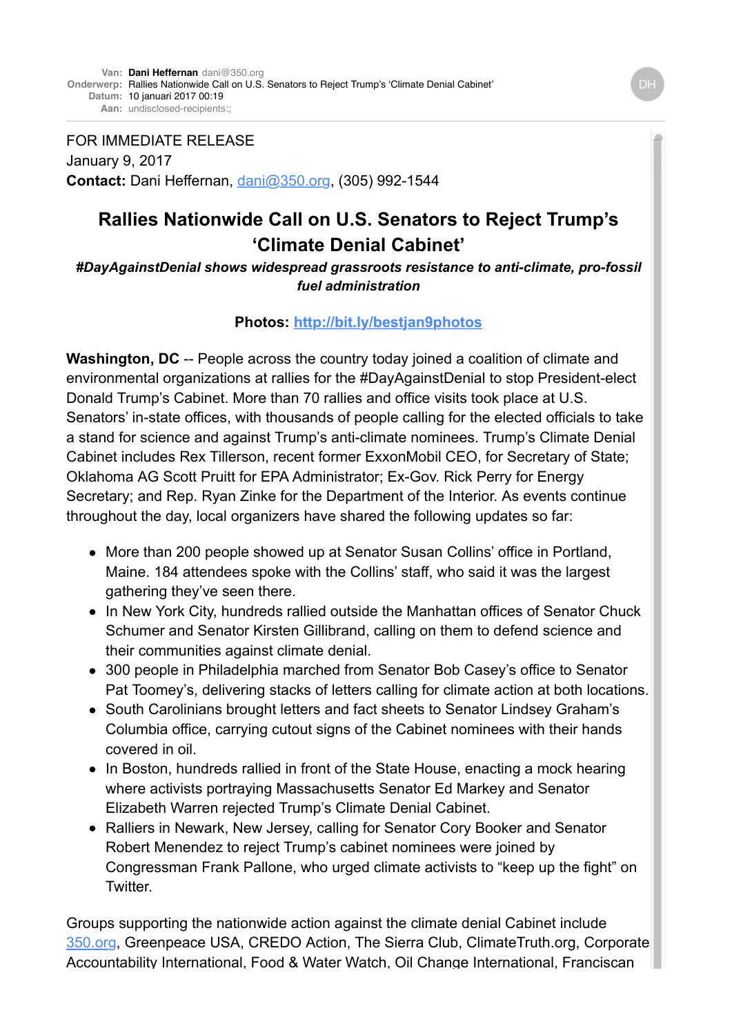**Van:** **Dani Heffernan** dani@350.org
**Onderwerp:** Rallies Nationwide Call on U.S. Senators to Reject Trump's 'Climate Denial Cabinet'
**Datum:** 10 januari 2017 00:19
**Aan:** undisclosed-recipients:;

FOR IMMEDIATE RELEASE
January 9, 2017
**Contact:** Dani Heffernan, [dani@350.org](mailto:dani@350.org), (305) 992-1544

# Rallies Nationwide Call on U.S. Senators to Reject Trump's 'Climate Denial Cabinet'

***#DayAgainstDenial shows widespread grassroots resistance to anti-climate, pro-fossil fuel administration***

**Photos:** [http://bit.ly/bestjan9photos](http://bit.ly/bestjan9photos)

**Washington, DC** -- People across the country today joined a coalition of climate and environmental organizations at rallies for the #DayAgainstDenial to stop President-elect Donald Trump's Cabinet. More than 70 rallies and office visits took place at U.S. Senators' in-state offices, with thousands of people calling for the elected officials to take a stand for science and against Trump's anti-climate nominees. Trump's Climate Denial Cabinet includes Rex Tillerson, recent former ExxonMobil CEO, for Secretary of State; Oklahoma AG Scott Pruitt for EPA Administrator; Ex-Gov. Rick Perry for Energy Secretary; and Rep. Ryan Zinke for the Department of the Interior. As events continue throughout the day, local organizers have shared the following updates so far:

- More than 200 people showed up at Senator Susan Collins' office in Portland, Maine. 184 attendees spoke with the Collins' staff, who said it was the largest gathering they've seen there.
- In New York City, hundreds rallied outside the Manhattan offices of Senator Chuck Schumer and Senator Kirsten Gillibrand, calling on them to defend science and their communities against climate denial.
- 300 people in Philadelphia marched from Senator Bob Casey's office to Senator Pat Toomey's, delivering stacks of letters calling for climate action at both locations.
- South Carolinians brought letters and fact sheets to Senator Lindsey Graham's Columbia office, carrying cutout signs of the Cabinet nominees with their hands covered in oil.
- In Boston, hundreds rallied in front of the State House, enacting a mock hearing where activists portraying Massachusetts Senator Ed Markey and Senator Elizabeth Warren rejected Trump's Climate Denial Cabinet.
- Ralliers in Newark, New Jersey, calling for Senator Cory Booker and Senator Robert Menendez to reject Trump's cabinet nominees were joined by Congressman Frank Pallone, who urged climate activists to "keep up the fight" on Twitter.

Groups supporting the nationwide action against the climate denial Cabinet include [350.org](http://350.org), Greenpeace USA, CREDO Action, The Sierra Club, ClimateTruth.org, Corporate Accountability International, Food & Water Watch, Oil Change International, Franciscan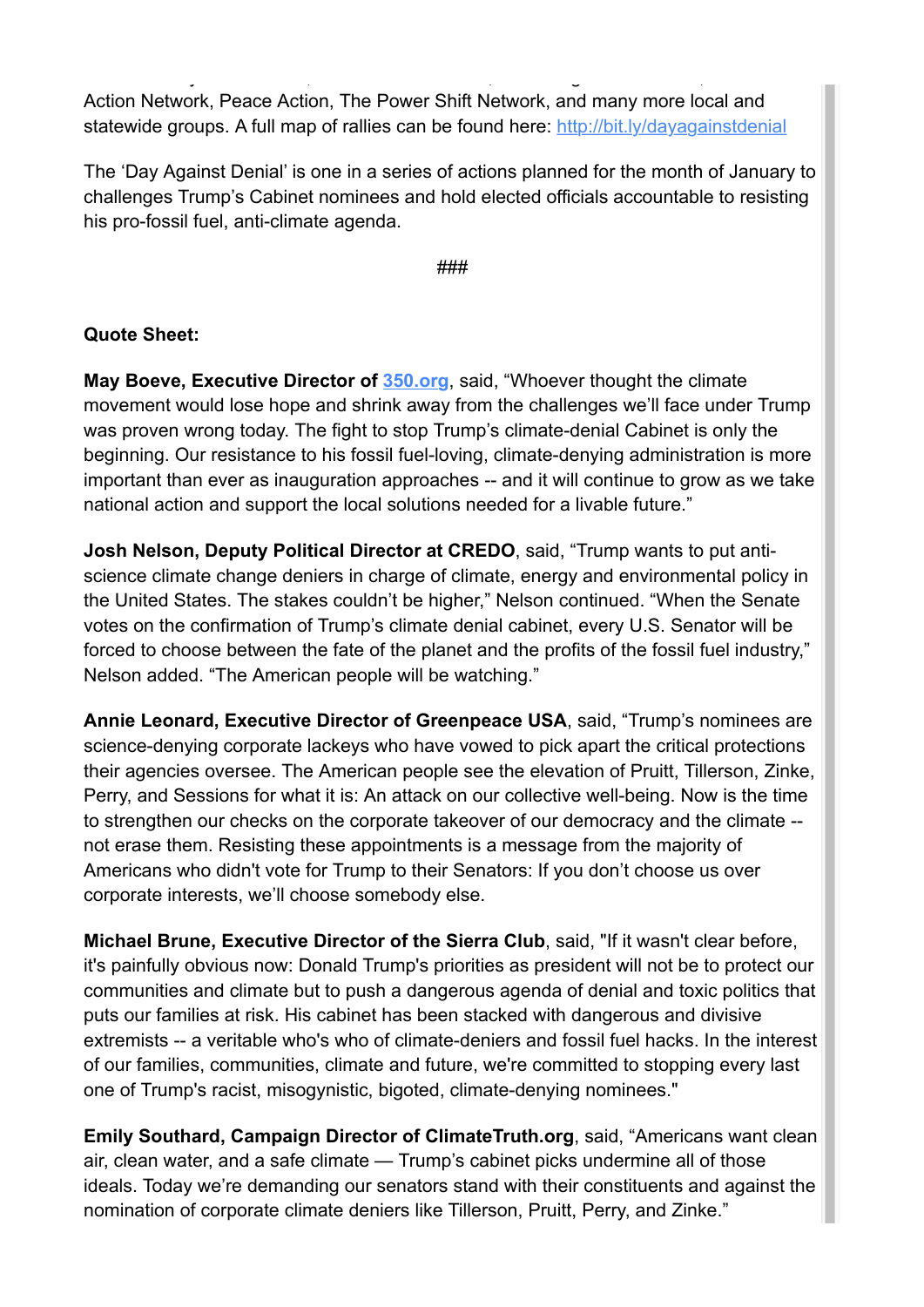Action Network, Peace Action, The Power Shift Network, and many more local and statewide groups. A full map of rallies can be found here: [http://bit.ly/dayagainstdenial](http://bit.ly/dayagainstdenial)

The 'Day Against Denial' is one in a series of actions planned for the month of January to challenges Trump's Cabinet nominees and hold elected officials accountable to resisting his pro-fossil fuel, anti-climate agenda.

###

**Quote Sheet:**

**May Boeve, Executive Director of [350.org](http://350.org)**, said, "Whoever thought the climate movement would lose hope and shrink away from the challenges we'll face under Trump was proven wrong today. The fight to stop Trump's climate-denial Cabinet is only the beginning. Our resistance to his fossil fuel-loving, climate-denying administration is more important than ever as inauguration approaches -- and it will continue to grow as we take national action and support the local solutions needed for a livable future."

**Josh Nelson, Deputy Political Director at CREDO**, said, "Trump wants to put anti-science climate change deniers in charge of climate, energy and environmental policy in the United States. The stakes couldn't be higher," Nelson continued. "When the Senate votes on the confirmation of Trump's climate denial cabinet, every U.S. Senator will be forced to choose between the fate of the planet and the profits of the fossil fuel industry," Nelson added. "The American people will be watching."

**Annie Leonard, Executive Director of Greenpeace USA**, said, "Trump's nominees are science-denying corporate lackeys who have vowed to pick apart the critical protections their agencies oversee. The American people see the elevation of Pruitt, Tillerson, Zinke, Perry, and Sessions for what it is: An attack on our collective well-being. Now is the time to strengthen our checks on the corporate takeover of our democracy and the climate -- not erase them. Resisting these appointments is a message from the majority of Americans who didn't vote for Trump to their Senators: If you don't choose us over corporate interests, we'll choose somebody else.

**Michael Brune, Executive Director of the Sierra Club**, said, "If it wasn't clear before, it's painfully obvious now: Donald Trump's priorities as president will not be to protect our communities and climate but to push a dangerous agenda of denial and toxic politics that puts our families at risk. His cabinet has been stacked with dangerous and divisive extremists -- a veritable who's who of climate-deniers and fossil fuel hacks. In the interest of our families, communities, climate and future, we're committed to stopping every last one of Trump's racist, misogynistic, bigoted, climate-denying nominees."

**Emily Southard, Campaign Director of ClimateTruth.org**, said, "Americans want clean air, clean water, and a safe climate — Trump's cabinet picks undermine all of those ideals. Today we're demanding our senators stand with their constituents and against the nomination of corporate climate deniers like Tillerson, Pruitt, Perry, and Zinke."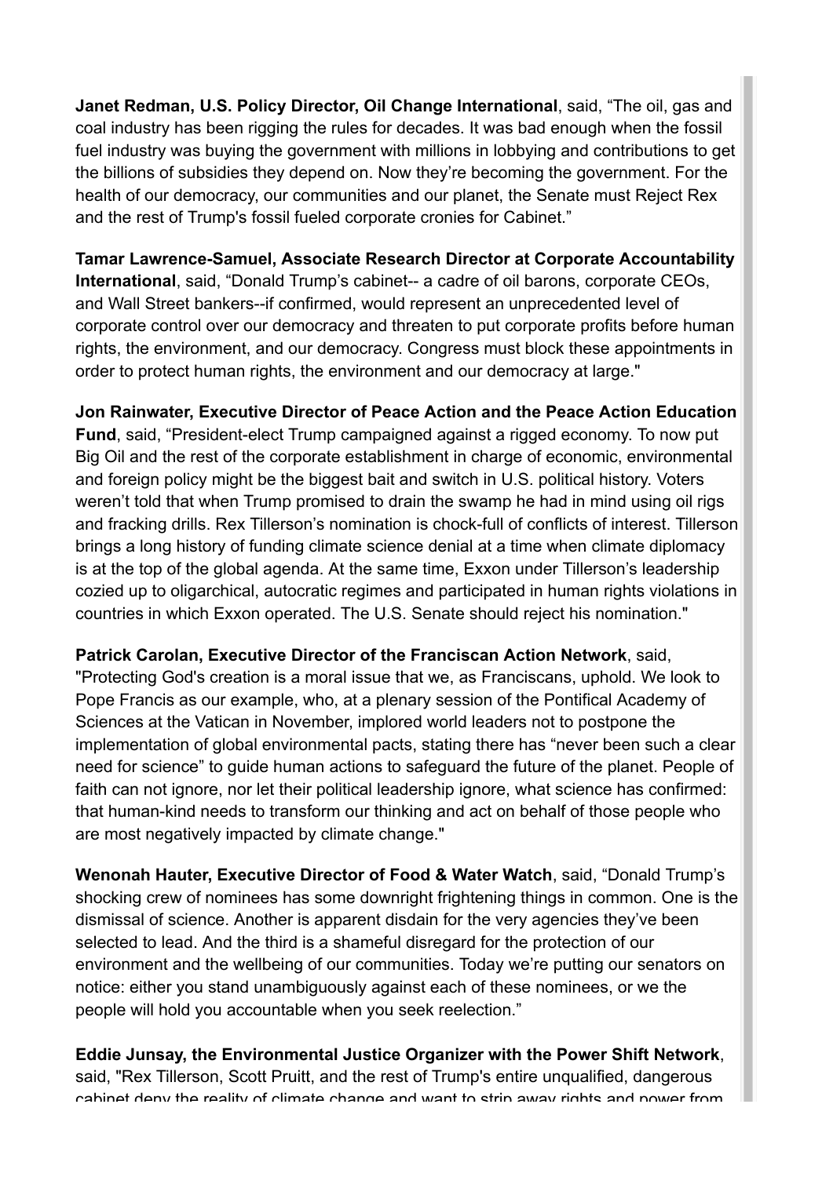**Janet Redman, U.S. Policy Director, Oil Change International**, said, "The oil, gas and coal industry has been rigging the rules for decades. It was bad enough when the fossil fuel industry was buying the government with millions in lobbying and contributions to get the billions of subsidies they depend on. Now they're becoming the government. For the health of our democracy, our communities and our planet, the Senate must Reject Rex and the rest of Trump's fossil fueled corporate cronies for Cabinet."

**Tamar Lawrence-Samuel, Associate Research Director at Corporate Accountability International**, said, "Donald Trump's cabinet-- a cadre of oil barons, corporate CEOs, and Wall Street bankers--if confirmed, would represent an unprecedented level of corporate control over our democracy and threaten to put corporate profits before human rights, the environment, and our democracy. Congress must block these appointments in order to protect human rights, the environment and our democracy at large."

**Jon Rainwater, Executive Director of Peace Action and the Peace Action Education Fund**, said, "President-elect Trump campaigned against a rigged economy. To now put Big Oil and the rest of the corporate establishment in charge of economic, environmental and foreign policy might be the biggest bait and switch in U.S. political history. Voters weren't told that when Trump promised to drain the swamp he had in mind using oil rigs and fracking drills. Rex Tillerson's nomination is chock-full of conflicts of interest. Tillerson brings a long history of funding climate science denial at a time when climate diplomacy is at the top of the global agenda. At the same time, Exxon under Tillerson's leadership cozied up to oligarchical, autocratic regimes and participated in human rights violations in countries in which Exxon operated. The U.S. Senate should reject his nomination."

**Patrick Carolan, Executive Director of the Franciscan Action Network**, said, "Protecting God's creation is a moral issue that we, as Franciscans, uphold. We look to Pope Francis as our example, who, at a plenary session of the Pontifical Academy of Sciences at the Vatican in November, implored world leaders not to postpone the implementation of global environmental pacts, stating there has "never been such a clear need for science" to guide human actions to safeguard the future of the planet. People of faith can not ignore, nor let their political leadership ignore, what science has confirmed: that human-kind needs to transform our thinking and act on behalf of those people who are most negatively impacted by climate change."

**Wenonah Hauter, Executive Director of Food & Water Watch**, said, "Donald Trump's shocking crew of nominees has some downright frightening things in common. One is the dismissal of science. Another is apparent disdain for the very agencies they've been selected to lead. And the third is a shameful disregard for the protection of our environment and the wellbeing of our communities. Today we're putting our senators on notice: either you stand unambiguously against each of these nominees, or we the people will hold you accountable when you seek reelection."

**Eddie Junsay, the Environmental Justice Organizer with the Power Shift Network**, said, "Rex Tillerson, Scott Pruitt, and the rest of Trump's entire unqualified, dangerous cabinet deny the reality of climate change and want to strip away rights and power from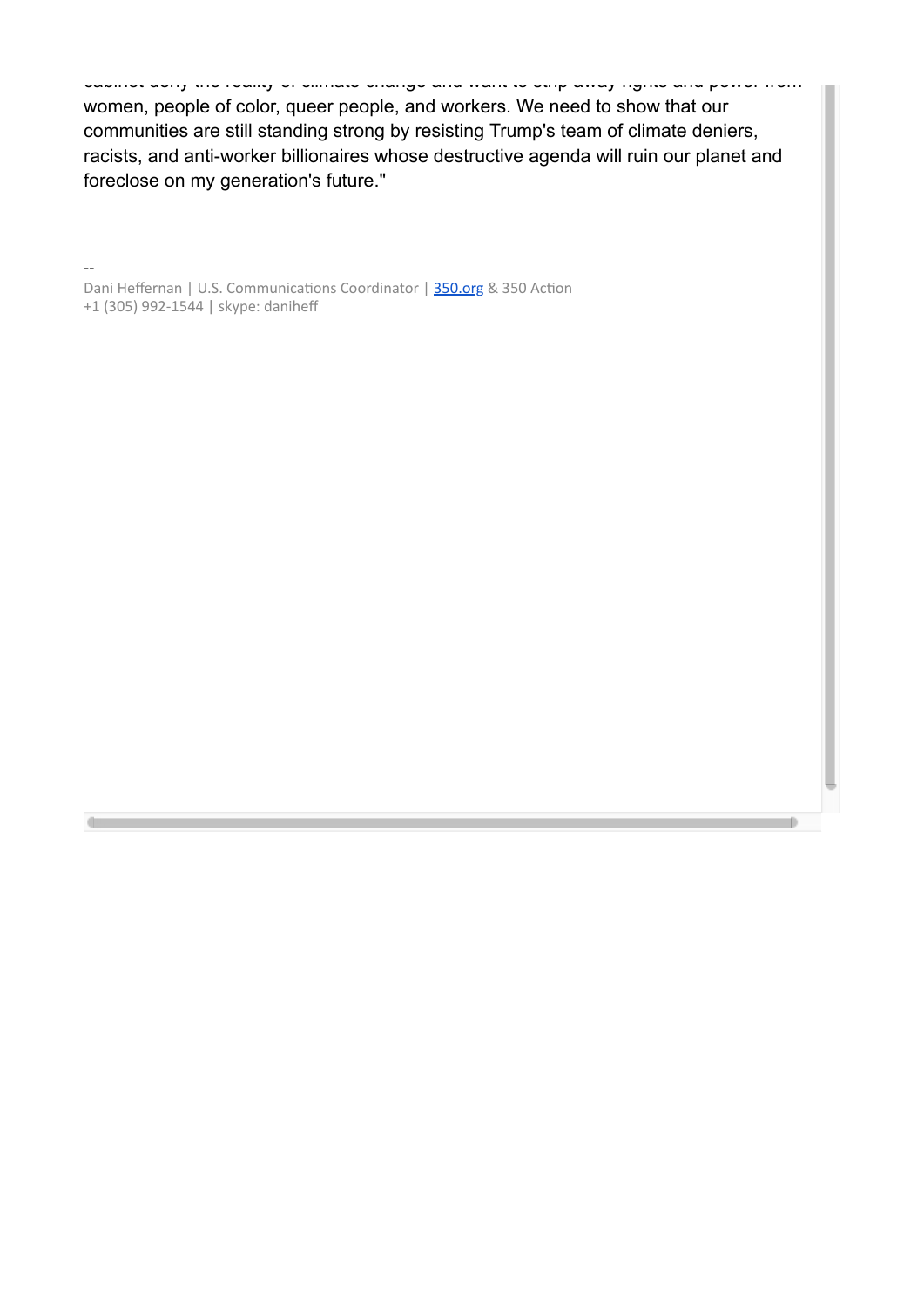cabinet deny the reality of climate change and want to strip away rights and power from women, people of color, queer people, and workers. We need to show that our communities are still standing strong by resisting Trump's team of climate deniers, racists, and anti-worker billionaires whose destructive agenda will ruin our planet and foreclose on my generation's future."

--
Dani Heffernan | U.S. Communications Coordinator | 350.org & 350 Action
+1 (305) 992-1544 | skype: daniheff